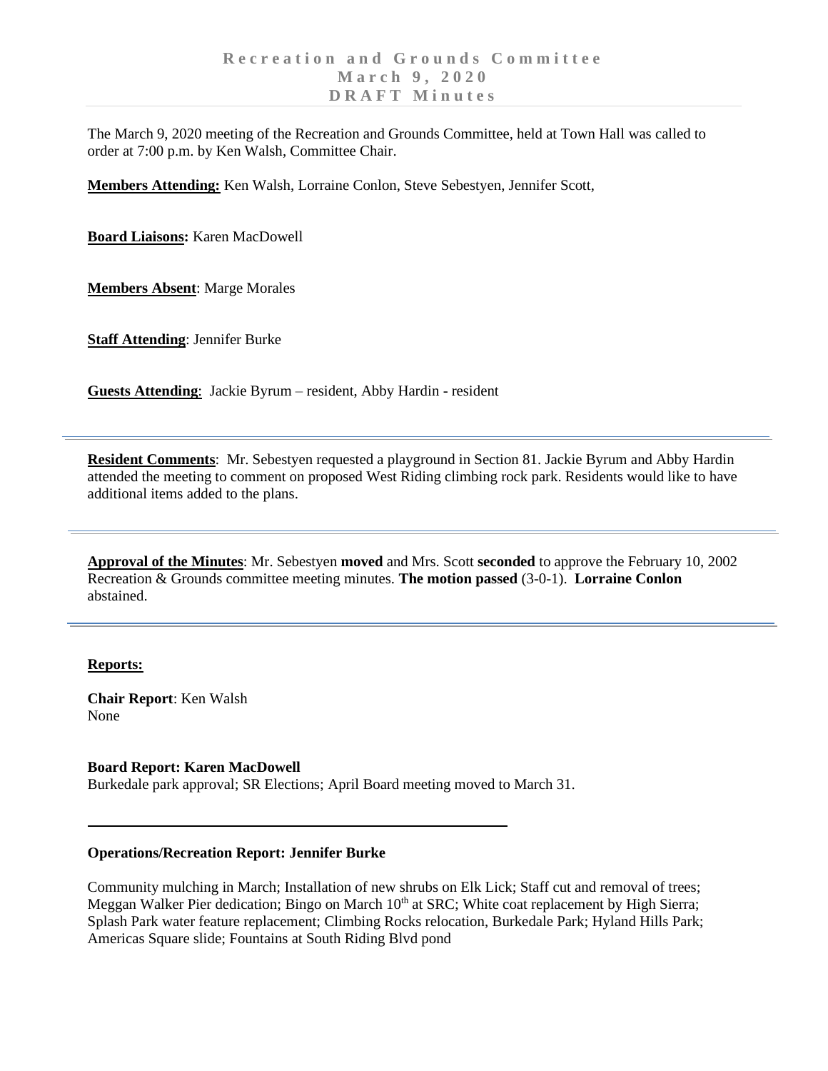# Recreation and Grounds Committee
# March 9, 2020
# DRAFT Minutes

The March 9, 2020 meeting of the Recreation and Grounds Committee, held at Town Hall was called to order at 7:00 p.m. by Ken Walsh, Committee Chair.

**Members Attending:** Ken Walsh, Lorraine Conlon, Steve Sebestyen, Jennifer Scott,

**Board Liaisons:** Karen MacDowell

**Members Absent**: Marge Morales

**Staff Attending**: Jennifer Burke

**Guests Attending**: Jackie Byrum – resident, Abby Hardin - resident

---

**Resident Comments**: Mr. Sebestyen requested a playground in Section 81. Jackie Byrum and Abby Hardin attended the meeting to comment on proposed West Riding climbing rock park. Residents would like to have additional items added to the plans.

---

**Approval of the Minutes**: Mr. Sebestyen **moved** and Mrs. Scott **seconded** to approve the February 10, 2002 Recreation & Grounds committee meeting minutes. **The motion passed** (3-0-1). **Lorraine Conlon** abstained.

---

**Reports:**

**Chair Report**: Ken Walsh
None

**Board Report: Karen MacDowell**
Burkedale park approval; SR Elections; April Board meeting moved to March 31.

---

**Operations/Recreation Report: Jennifer Burke**

Community mulching in March; Installation of new shrubs on Elk Lick; Staff cut and removal of trees; Meggan Walker Pier dedication; Bingo on March 10th at SRC; White coat replacement by High Sierra; Splash Park water feature replacement; Climbing Rocks relocation, Burkedale Park; Hyland Hills Park; Americas Square slide; Fountains at South Riding Blvd pond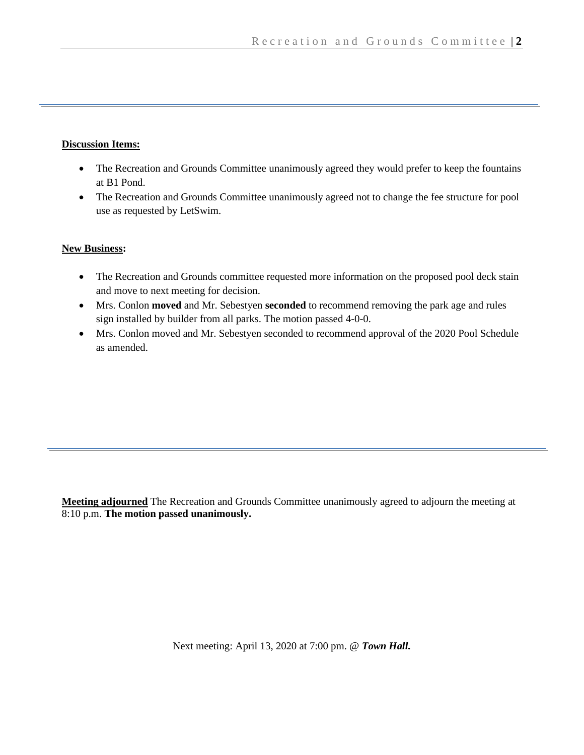**Discussion Items:**

- The Recreation and Grounds Committee unanimously agreed they would prefer to keep the fountains at B1 Pond.
- The Recreation and Grounds Committee unanimously agreed not to change the fee structure for pool use as requested by LetSwim.

**New Business:**

- The Recreation and Grounds committee requested more information on the proposed pool deck stain and move to next meeting for decision.
- Mrs. Conlon **moved** and Mr. Sebestyen **seconded** to recommend removing the park age and rules sign installed by builder from all parks. The motion passed 4-0-0.
- Mrs. Conlon moved and Mr. Sebestyen seconded to recommend approval of the 2020 Pool Schedule as amended.

**Meeting adjourned** The Recreation and Grounds Committee unanimously agreed to adjourn the meeting at 8:10 p.m. **The motion passed unanimously.**

Next meeting: April 13, 2020 at 7:00 pm. @ ***Town Hall.***